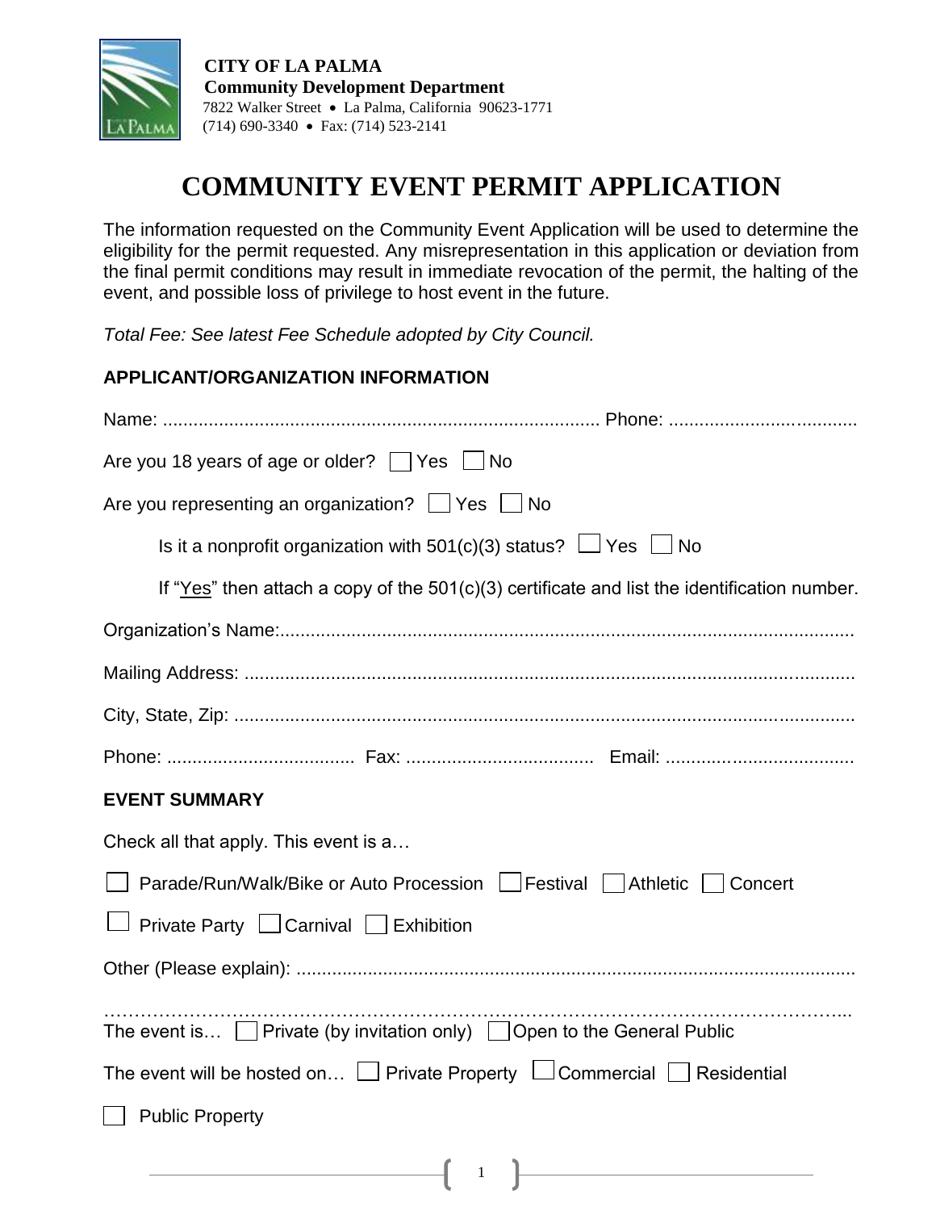**CITY OF LA PALMA**
**Community Development Department**
7822 Walker Street • La Palma, California 90623-1771
(714) 690-3340 • Fax: (714) 523-2141

# COMMUNITY EVENT PERMIT APPLICATION

The information requested on the Community Event Application will be used to determine the eligibility for the permit requested. Any misrepresentation in this application or deviation from the final permit conditions may result in immediate revocation of the permit, the halting of the event, and possible loss of privilege to host event in the future.

*Total Fee: See latest Fee Schedule adopted by City Council.*

## APPLICANT/ORGANIZATION INFORMATION

Name: .................................................................................... Phone: ....................................

Are you 18 years of age or older? ☐ Yes ☐ No

Are you representing an organization? ☐ Yes ☐ No

Is it a nonprofit organization with 501(c)(3) status? ☐ Yes ☐ No

If "Yes" then attach a copy of the 501(c)(3) certificate and list the identification number.

Organization's Name:.................................................................................................................

Mailing Address: .......................................................................................................................

City, State, Zip: .........................................................................................................................

Phone: .................................... Fax: .................................... Email: ....................................

## EVENT SUMMARY

Check all that apply. This event is a…

☐ Parade/Run/Walk/Bike or Auto Procession ☐ Festival ☐ Athletic ☐ Concert

☐ Private Party ☐ Carnival ☐ Exhibition

Other (Please explain): .............................................................................................................

……………………………………………………………………………………………………...

The event is… ☐ Private (by invitation only) ☐ Open to the General Public

The event will be hosted on… ☐ Private Property ☐ Commercial ☐ Residential

☐ Public Property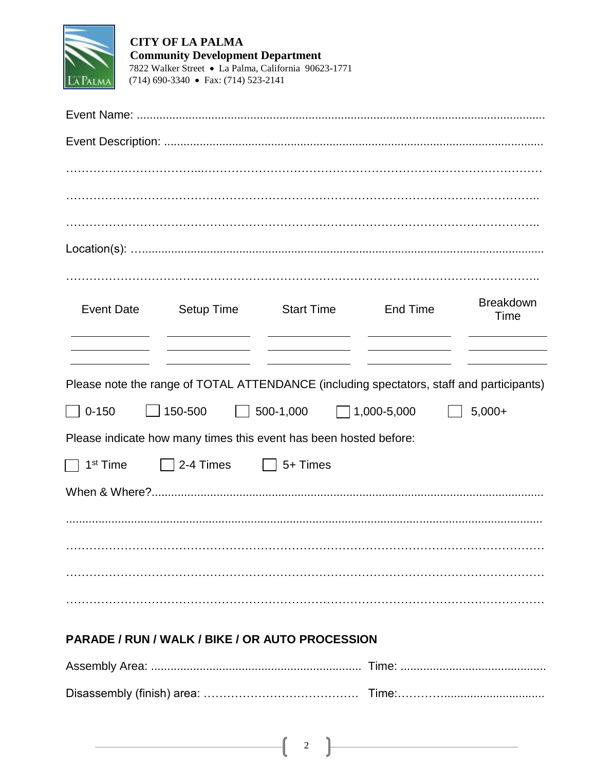**CITY OF LA PALMA**
**Community Development Department**
7822 Walker Street • La Palma, California 90623-1771
(714) 690-3340 • Fax: (714) 523-2141

Event Name: ..............................................................................................................................

Event Description: .....................................................................................................................

………………………………………………………………………………………………………

………………………………………………………………………………………………………

………………………………………………………………………………………………………

Location(s): …...........................................................................................................................

………………………………………………………………………………………………………

| Event Date | Setup Time | Start Time | End Time | Breakdown Time |
|---|---|---|---|---|
| | | | | |
| | | | | |
| | | | | |

Please note the range of TOTAL ATTENDANCE (including spectators, staff and participants)

☐ 0-150 ☐ 150-500 ☐ 500-1,000 ☐ 1,000-5,000 ☐ 5,000+

Please indicate how many times this event has been hosted before:

☐ 1st Time ☐ 2-4 Times ☐ 5+ Times

When & Where?..........................................................................................................................

...................................................................................................................................................

………………………………………………………………………………………………………

………………………………………………………………………………………………………

………………………………………………………………………………………………………

**PARADE / RUN / WALK / BIKE / OR AUTO PROCESSION**

Assembly Area: ................................................................ Time: ............................................

Disassembly (finish) area: …………………………………. Time:………….............................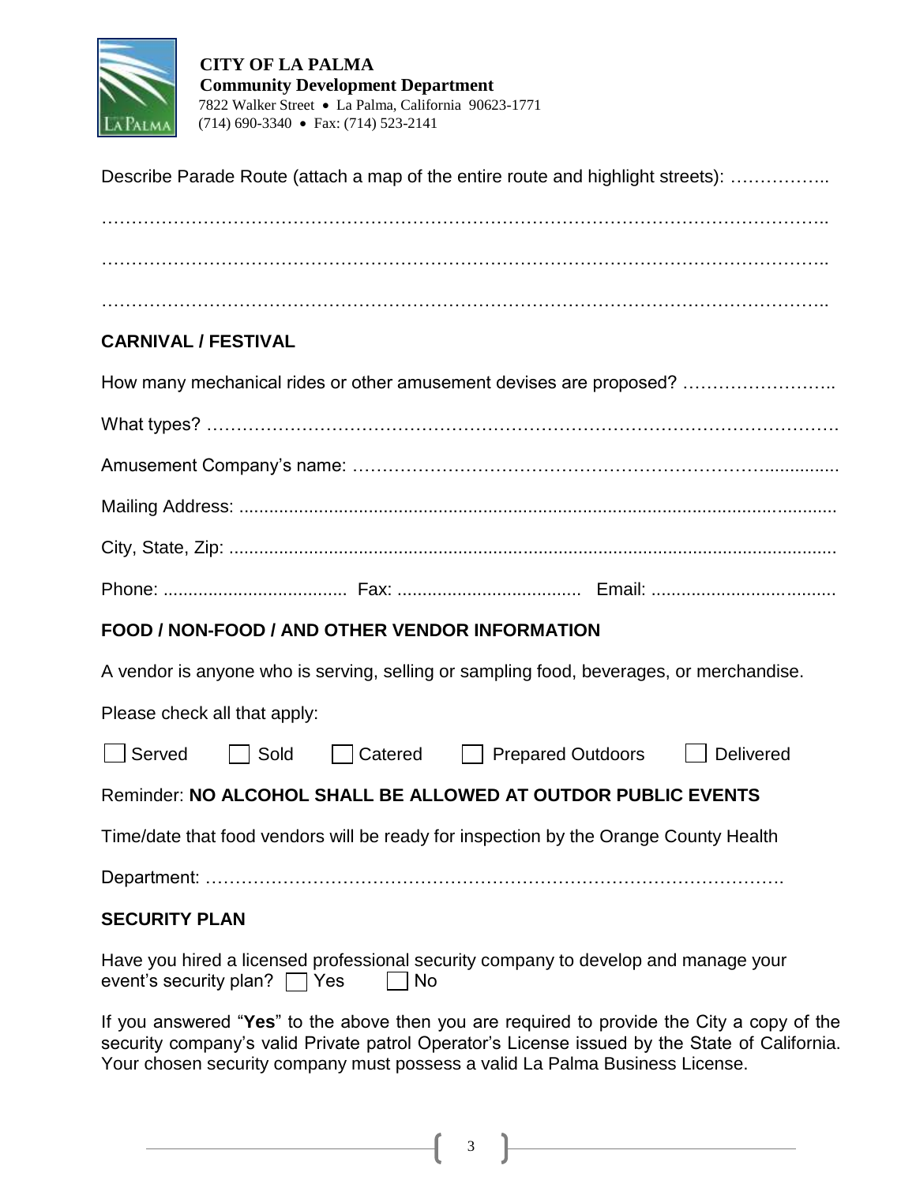**CITY OF LA PALMA**
**Community Development Department**
7822 Walker Street • La Palma, California 90623-1771
(714) 690-3340 • Fax: (714) 523-2141

Describe Parade Route (attach a map of the entire route and highlight streets): ……………..

……………………………………………………………………………………………………..

……………………………………………………………………………………………………..

……………………………………………………………………………………………………..

## CARNIVAL / FESTIVAL

How many mechanical rides or other amusement devises are proposed? ……………………..

What types? ………………………………………………………………………………………….

Amusement Company's name: ……………………………………………………………..............

Mailing Address: ..........................................................................................................................

City, State, Zip: .............................................................................................................................

Phone: ..................................... Fax: ..................................... Email: .....................................

## FOOD / NON-FOOD / AND OTHER VENDOR INFORMATION

A vendor is anyone who is serving, selling or sampling food, beverages, or merchandise.

Please check all that apply:

☐ Served ☐ Sold ☐ Catered ☐ Prepared Outdoors ☐ Delivered

Reminder: **NO ALCOHOL SHALL BE ALLOWED AT OUTDOR PUBLIC EVENTS**

Time/date that food vendors will be ready for inspection by the Orange County Health Department: ………………………………………………………………………………….

## SECURITY PLAN

Have you hired a licensed professional security company to develop and manage your event's security plan? ☐ Yes ☐ No

If you answered "**Yes**" to the above then you are required to provide the City a copy of the security company's valid Private patrol Operator's License issued by the State of California. Your chosen security company must possess a valid La Palma Business License.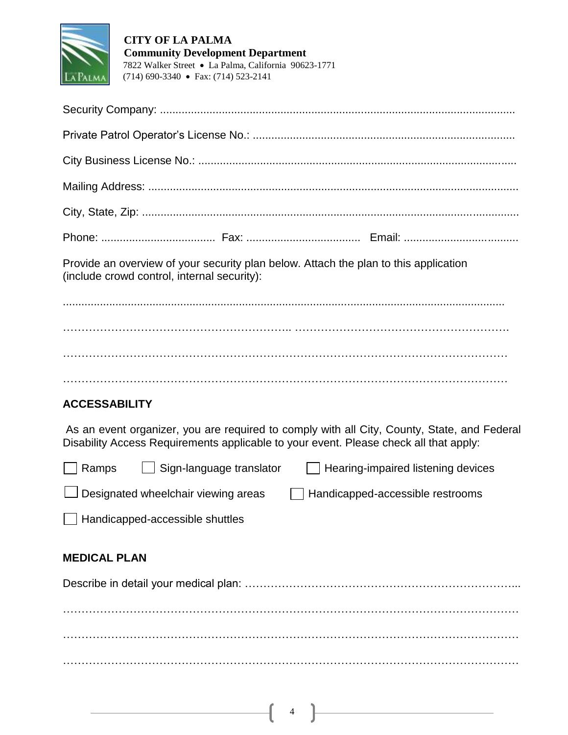**CITY OF LA PALMA**
**Community Development Department**
7822 Walker Street • La Palma, California 90623-1771
(714) 690-3340 • Fax: (714) 523-2141

Security Company: ..................................................................................................................

Private Patrol Operator's License No.: .....................................................................................

City Business License No.: ......................................................................................................

Mailing Address: ........................................................................................................................

City, State, Zip: ...........................................................................................................................

Phone: ..................................... Fax: ..................................... Email: .....................................

Provide an overview of your security plan below. Attach the plan to this application (include crowd control, internal security):

.................................................................................................................................................

………………………………………………….. ……………………………………………….

…………………………………………………………………………………………………………

…………………………………………………………………………………………………………

## ACCESSABILITY

As an event organizer, you are required to comply with all City, County, State, and Federal Disability Access Requirements applicable to your event. Please check all that apply:

☐ Ramps ☐ Sign-language translator ☐ Hearing-impaired listening devices

☐ Designated wheelchair viewing areas ☐ Handicapped-accessible restrooms

☐ Handicapped-accessible shuttles

## MEDICAL PLAN

Describe in detail your medical plan: …………………………………………………………...

…………………………………………………………………………………………………………

…………………………………………………………………………………………………………

…………………………………………………………………………………………………………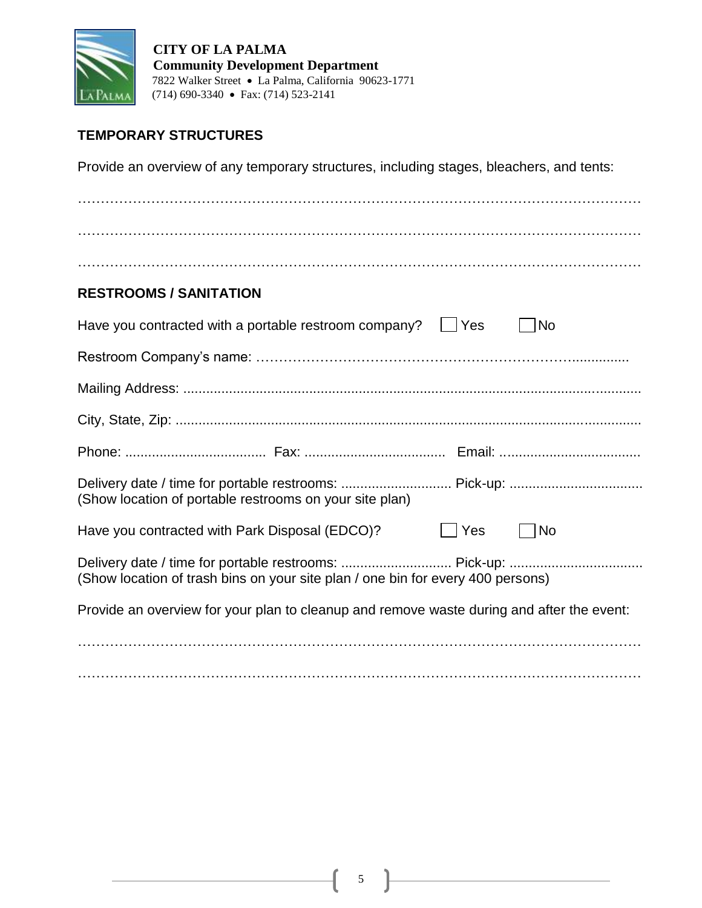**CITY OF LA PALMA**
**Community Development Department**
7822 Walker Street • La Palma, California 90623-1771
(714) 690-3340 • Fax: (714) 523-2141

## TEMPORARY STRUCTURES

Provide an overview of any temporary structures, including stages, bleachers, and tents:

…………………………………………………………………………………………………………

…………………………………………………………………………………………………………

…………………………………………………………………………………………………………

## RESTROOMS / SANITATION

Have you contracted with a portable restroom company? ☐ Yes ☐ No

Restroom Company's name: …………………………………………………………….............

Mailing Address: ......................................................................................................................

City, State, Zip: ........................................................................................................................

Phone: .................................... Fax: .................................... Email: ....................................

Delivery date / time for portable restrooms: ............................ Pick-up: ..................................
(Show location of portable restrooms on your site plan)

Have you contracted with Park Disposal (EDCO)? ☐ Yes ☐ No

Delivery date / time for portable restrooms: ............................ Pick-up: ..................................
(Show location of trash bins on your site plan / one bin for every 400 persons)

Provide an overview for your plan to cleanup and remove waste during and after the event:

…………………………………………………………………………………………………………

…………………………………………………………………………………………………………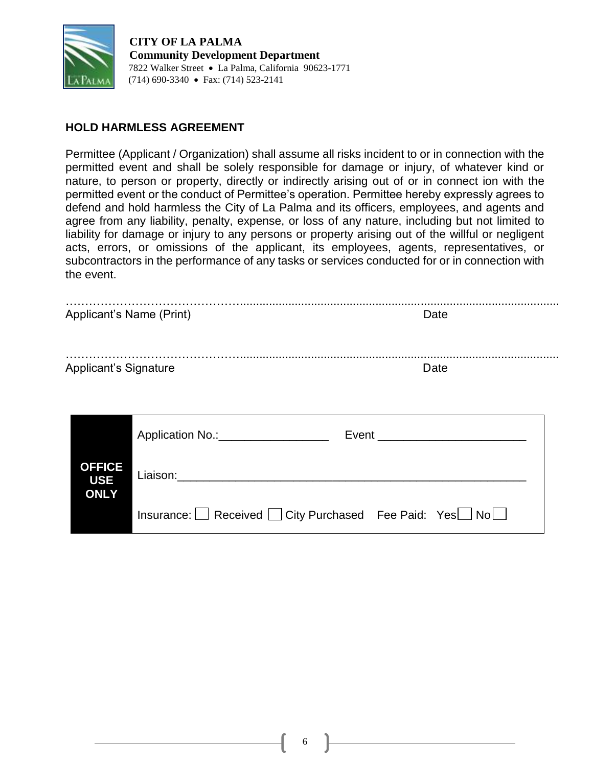**CITY OF LA PALMA**
**Community Development Department**
7822 Walker Street • La Palma, California 90623-1771
(714) 690-3340 • Fax: (714) 523-2141

## HOLD HARMLESS AGREEMENT

Permittee (Applicant / Organization) shall assume all risks incident to or in connection with the permitted event and shall be solely responsible for damage or injury, of whatever kind or nature, to person or property, directly or indirectly arising out of or in connect ion with the permitted event or the conduct of Permittee's operation. Permittee hereby expressly agrees to defend and hold harmless the City of La Palma and its officers, employees, and agents and agree from any liability, penalty, expense, or loss of any nature, including but not limited to liability for damage or injury to any persons or property arising out of the willful or negligent acts, errors, or omissions of the applicant, its employees, agents, representatives, or subcontractors in the performance of any tasks or services conducted for or in connection with the event.

..........................................................................................................................................
Applicant's Name (Print) Date

..........................................................................................................................................
Applicant's Signature Date

| | |
|---|---|
| **OFFICE USE ONLY** | Application No.:_________________ Event _______________________ |
| | Liaison:_______________________________________________________ |
| | Insurance: ☐ Received ☐ City Purchased Fee Paid: Yes☐ No☐ |